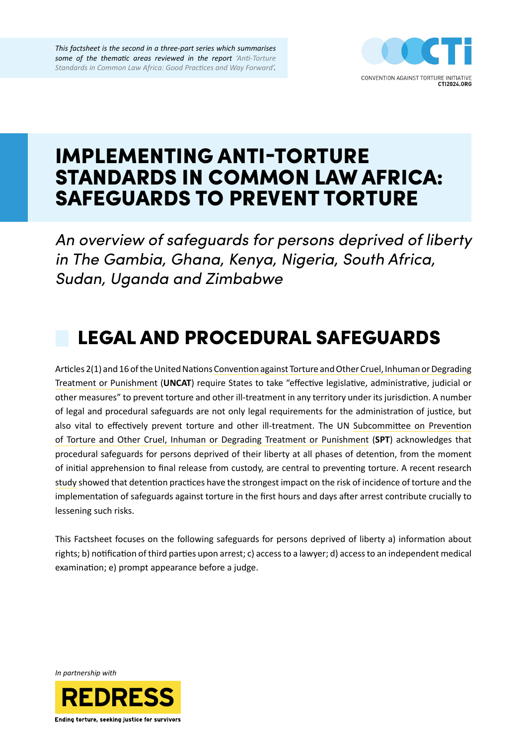*This factsheet is the second in a three-part series which summarises some of the thematic areas reviewed in the report 'Anti-Torture Standards in Common Law Africa: Good Practices and Way Forward'.*

CONVENTION AGAINST TORTURE INITIATIVE
CTI2024.ORG

# IMPLEMENTING ANTI-TORTURE STANDARDS IN COMMON LAW AFRICA: SAFEGUARDS TO PREVENT TORTURE

*An overview of safeguards for persons deprived of liberty in The Gambia, Ghana, Kenya, Nigeria, South Africa, Sudan, Uganda and Zimbabwe*

## LEGAL AND PROCEDURAL SAFEGUARDS

Articles 2(1) and 16 of the United Nations Convention against Torture and Other Cruel, Inhuman or Degrading Treatment or Punishment (**UNCAT**) require States to take "effective legislative, administrative, judicial or other measures" to prevent torture and other ill-treatment in any territory under its jurisdiction. A number of legal and procedural safeguards are not only legal requirements for the administration of justice, but also vital to effectively prevent torture and other ill-treatment. The UN Subcommittee on Prevention of Torture and Other Cruel, Inhuman or Degrading Treatment or Punishment (**SPT**) acknowledges that procedural safeguards for persons deprived of their liberty at all phases of detention, from the moment of initial apprehension to final release from custody, are central to preventing torture. A recent research study showed that detention practices have the strongest impact on the risk of incidence of torture and the implementation of safeguards against torture in the first hours and days after arrest contribute crucially to lessening such risks.

This Factsheet focuses on the following safeguards for persons deprived of liberty a) information about rights; b) notification of third parties upon arrest; c) access to a lawyer; d) access to an independent medical examination; e) prompt appearance before a judge.

*In partnership with*

REDRESS
Ending torture, seeking justice for survivors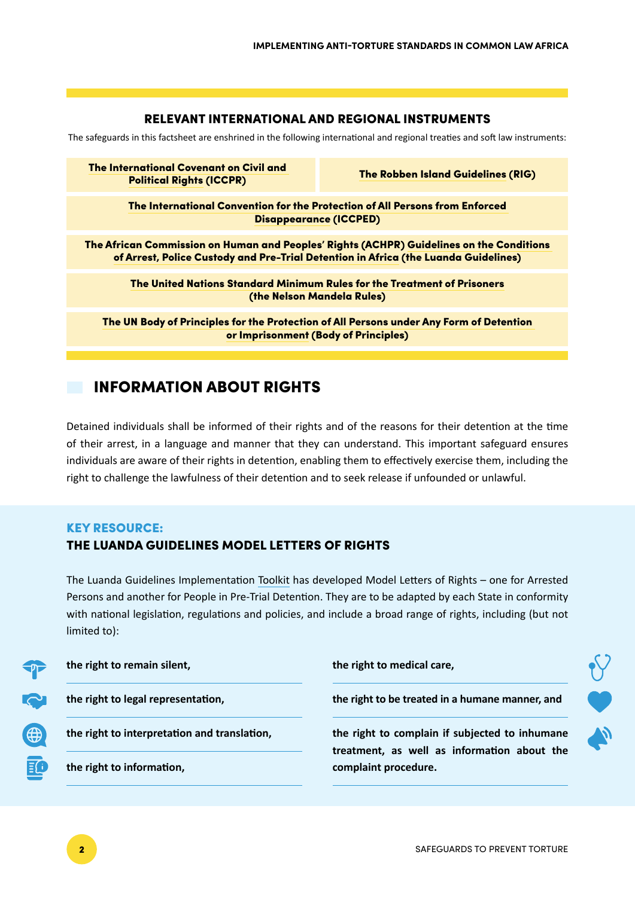## RELEVANT INTERNATIONAL AND REGIONAL INSTRUMENTS

The safeguards in this factsheet are enshrined in the following international and regional treaties and soft law instruments:

- **The International Covenant on Civil and Political Rights (ICCPR)**
- **The Robben Island Guidelines (RIG)**
- **The International Convention for the Protection of All Persons from Enforced Disappearance (ICCPED)**
- **The African Commission on Human and Peoples' Rights (ACHPR) Guidelines on the Conditions of Arrest, Police Custody and Pre-Trial Detention in Africa (the Luanda Guidelines)**
- **The United Nations Standard Minimum Rules for the Treatment of Prisoners (the Nelson Mandela Rules)**
- **The UN Body of Principles for the Protection of All Persons under Any Form of Detention or Imprisonment (Body of Principles)**

## INFORMATION ABOUT RIGHTS

Detained individuals shall be informed of their rights and of the reasons for their detention at the time of their arrest, in a language and manner that they can understand. This important safeguard ensures individuals are aware of their rights in detention, enabling them to effectively exercise them, including the right to challenge the lawfulness of their detention and to seek release if unfounded or unlawful.

### KEY RESOURCE:
### THE LUANDA GUIDELINES MODEL LETTERS OF RIGHTS

The Luanda Guidelines Implementation Toolkit has developed Model Letters of Rights – one for Arrested Persons and another for People in Pre-Trial Detention. They are to be adapted by each State in conformity with national legislation, regulations and policies, and include a broad range of rights, including (but not limited to):

- **the right to remain silent,**
- **the right to legal representation,**
- **the right to interpretation and translation,**
- **the right to information,**
- **the right to medical care,**
- **the right to be treated in a humane manner, and**
- **the right to complain if subjected to inhumane treatment, as well as information about the complaint procedure.**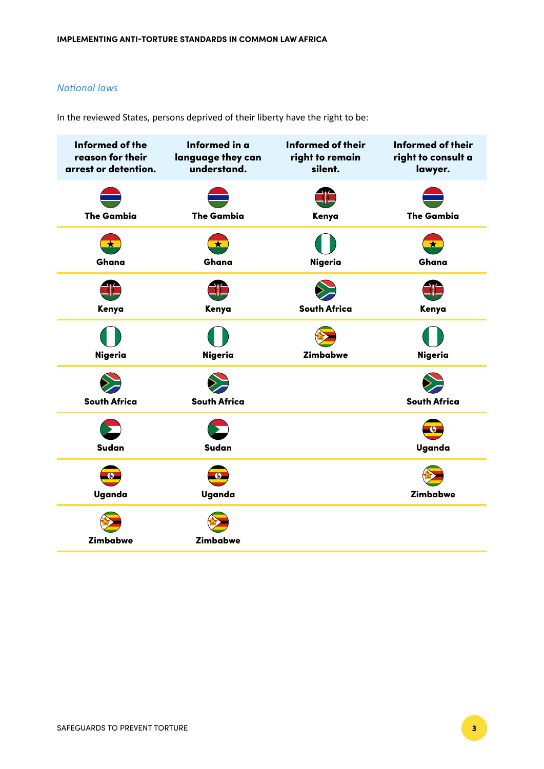*National laws*

In the reviewed States, persons deprived of their liberty have the right to be:

| Informed of the reason for their arrest or detention. | Informed in a language they can understand. | Informed of their right to remain silent. | Informed of their right to consult a lawyer. |
|---|---|---|---|
| The Gambia | The Gambia | Kenya | The Gambia |
| Ghana | Ghana | Nigeria | Ghana |
| Kenya | Kenya | South Africa | Kenya |
| Nigeria | Nigeria | Zimbabwe | Nigeria |
| South Africa | South Africa | | South Africa |
| Sudan | Sudan | | Uganda |
| Uganda | Uganda | | Zimbabwe |
| Zimbabwe | Zimbabwe | | |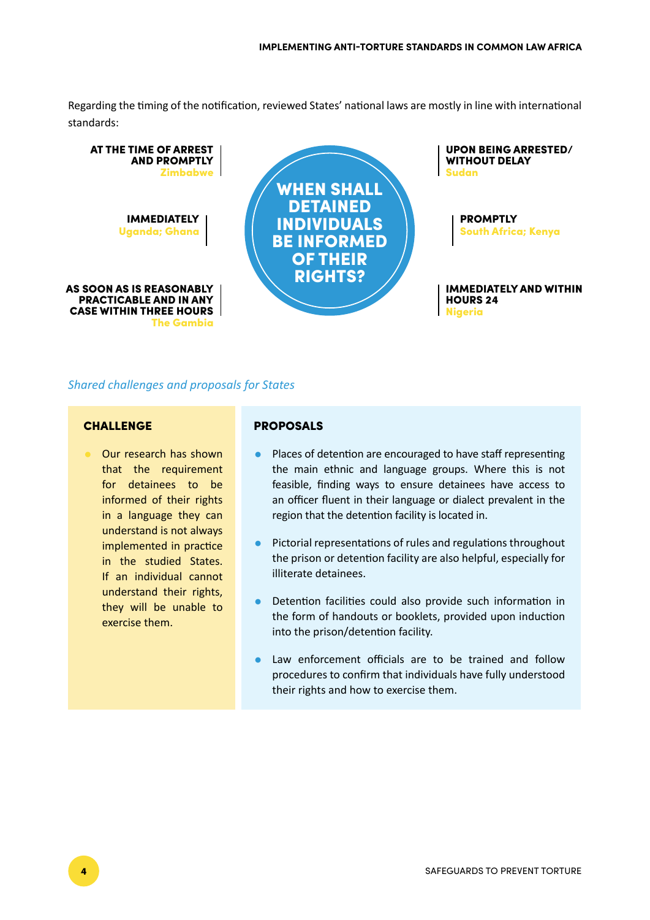Regarding the timing of the notification, reviewed States' national laws are mostly in line with international standards:

**WHEN SHALL DETAINED INDIVIDUALS BE INFORMED OF THEIR RIGHTS?**

**AT THE TIME OF ARREST AND PROMPTLY**
Zimbabwe

**IMMEDIATELY**
Uganda; Ghana

**AS SOON AS IS REASONABLY PRACTICABLE AND IN ANY CASE WITHIN THREE HOURS**
The Gambia

**UPON BEING ARRESTED/ WITHOUT DELAY**
Sudan

**PROMPTLY**
South Africa; Kenya

**IMMEDIATELY AND WITHIN HOURS 24**
Nigeria

*Shared challenges and proposals for States*

### CHALLENGE

- Our research has shown that the requirement for detainees to be informed of their rights in a language they can understand is not always implemented in practice in the studied States. If an individual cannot understand their rights, they will be unable to exercise them.

### PROPOSALS

- Places of detention are encouraged to have staff representing the main ethnic and language groups. Where this is not feasible, finding ways to ensure detainees have access to an officer fluent in their language or dialect prevalent in the region that the detention facility is located in.
- Pictorial representations of rules and regulations throughout the prison or detention facility are also helpful, especially for illiterate detainees.
- Detention facilities could also provide such information in the form of handouts or booklets, provided upon induction into the prison/detention facility.
- Law enforcement officials are to be trained and follow procedures to confirm that individuals have fully understood their rights and how to exercise them.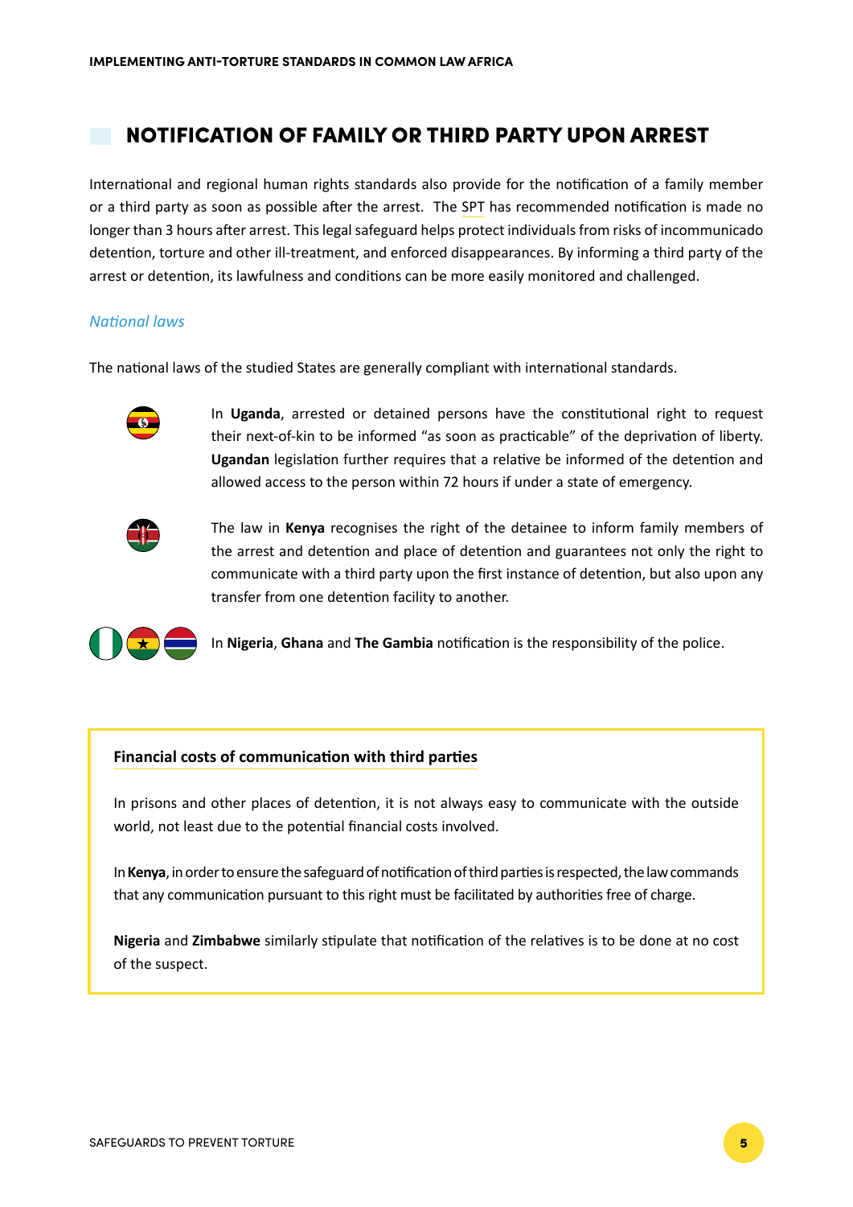## NOTIFICATION OF FAMILY OR THIRD PARTY UPON ARREST

International and regional human rights standards also provide for the notification of a family member or a third party as soon as possible after the arrest. The SPT has recommended notification is made no longer than 3 hours after arrest. This legal safeguard helps protect individuals from risks of incommunicado detention, torture and other ill-treatment, and enforced disappearances. By informing a third party of the arrest or detention, its lawfulness and conditions can be more easily monitored and challenged.

### *National laws*

The national laws of the studied States are generally compliant with international standards.

In **Uganda**, arrested or detained persons have the constitutional right to request their next-of-kin to be informed "as soon as practicable" of the deprivation of liberty. **Ugandan** legislation further requires that a relative be informed of the detention and allowed access to the person within 72 hours if under a state of emergency.

The law in **Kenya** recognises the right of the detainee to inform family members of the arrest and detention and place of detention and guarantees not only the right to communicate with a third party upon the first instance of detention, but also upon any transfer from one detention facility to another.

In **Nigeria**, **Ghana** and **The Gambia** notification is the responsibility of the police.

**Financial costs of communication with third parties**

In prisons and other places of detention, it is not always easy to communicate with the outside world, not least due to the potential financial costs involved.

In **Kenya**, in order to ensure the safeguard of notification of third parties is respected, the law commands that any communication pursuant to this right must be facilitated by authorities free of charge.

**Nigeria** and **Zimbabwe** similarly stipulate that notification of the relatives is to be done at no cost of the suspect.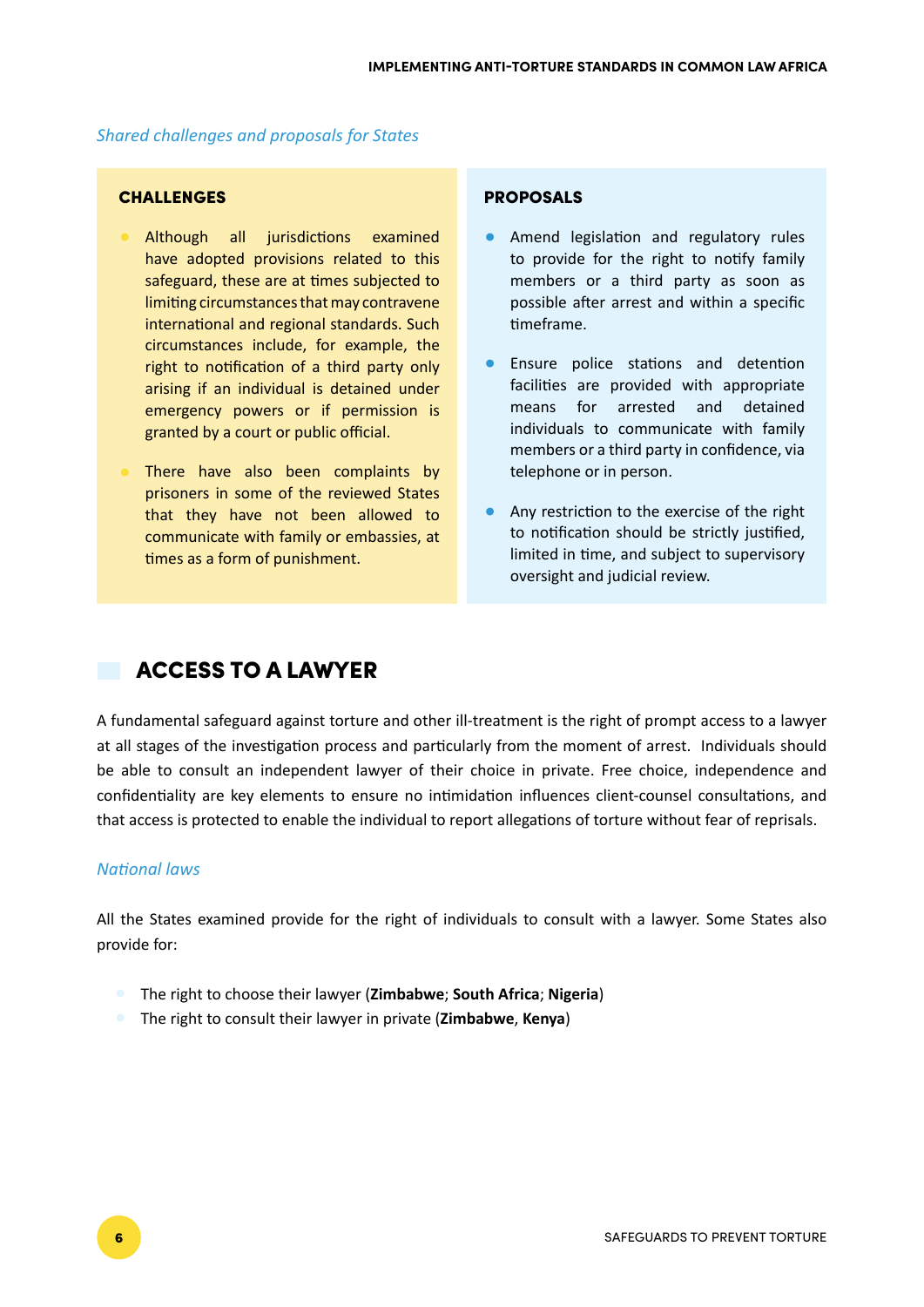*Shared challenges and proposals for States*

**CHALLENGES**

- Although all jurisdictions examined have adopted provisions related to this safeguard, these are at times subjected to limiting circumstances that may contravene international and regional standards. Such circumstances include, for example, the right to notification of a third party only arising if an individual is detained under emergency powers or if permission is granted by a court or public official.
- There have also been complaints by prisoners in some of the reviewed States that they have not been allowed to communicate with family or embassies, at times as a form of punishment.

**PROPOSALS**

- Amend legislation and regulatory rules to provide for the right to notify family members or a third party as soon as possible after arrest and within a specific timeframe.
- Ensure police stations and detention facilities are provided with appropriate means for arrested and detained individuals to communicate with family members or a third party in confidence, via telephone or in person.
- Any restriction to the exercise of the right to notification should be strictly justified, limited in time, and subject to supervisory oversight and judicial review.

## ACCESS TO A LAWYER

A fundamental safeguard against torture and other ill-treatment is the right of prompt access to a lawyer at all stages of the investigation process and particularly from the moment of arrest. Individuals should be able to consult an independent lawyer of their choice in private. Free choice, independence and confidentiality are key elements to ensure no intimidation influences client-counsel consultations, and that access is protected to enable the individual to report allegations of torture without fear of reprisals.

*National laws*

All the States examined provide for the right of individuals to consult with a lawyer. Some States also provide for:

- The right to choose their lawyer (**Zimbabwe**; **South Africa**; **Nigeria**)
- The right to consult their lawyer in private (**Zimbabwe**, **Kenya**)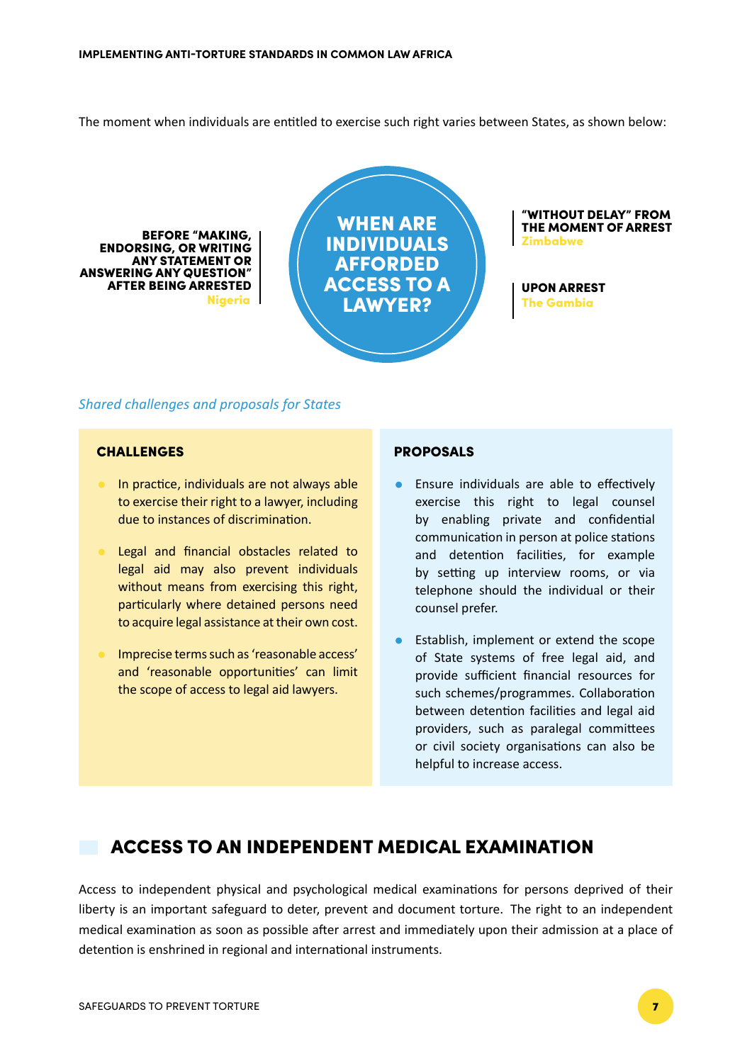The moment when individuals are entitled to exercise such right varies between States, as shown below:

**WHEN ARE INDIVIDUALS AFFORDED ACCESS TO A LAWYER?**

**BEFORE "MAKING, ENDORSING, OR WRITING ANY STATEMENT OR ANSWERING ANY QUESTION" AFTER BEING ARRESTED**
Nigeria

**"WITHOUT DELAY" FROM THE MOMENT OF ARREST**
Zimbabwe

**UPON ARREST**
The Gambia

*Shared challenges and proposals for States*

**CHALLENGES**

- In practice, individuals are not always able to exercise their right to a lawyer, including due to instances of discrimination.
- Legal and financial obstacles related to legal aid may also prevent individuals without means from exercising this right, particularly where detained persons need to acquire legal assistance at their own cost.
- Imprecise terms such as 'reasonable access' and 'reasonable opportunities' can limit the scope of access to legal aid lawyers.

**PROPOSALS**

- Ensure individuals are able to effectively exercise this right to legal counsel by enabling private and confidential communication in person at police stations and detention facilities, for example by setting up interview rooms, or via telephone should the individual or their counsel prefer.
- Establish, implement or extend the scope of State systems of free legal aid, and provide sufficient financial resources for such schemes/programmes. Collaboration between detention facilities and legal aid providers, such as paralegal committees or civil society organisations can also be helpful to increase access.

## ACCESS TO AN INDEPENDENT MEDICAL EXAMINATION

Access to independent physical and psychological medical examinations for persons deprived of their liberty is an important safeguard to deter, prevent and document torture. The right to an independent medical examination as soon as possible after arrest and immediately upon their admission at a place of detention is enshrined in regional and international instruments.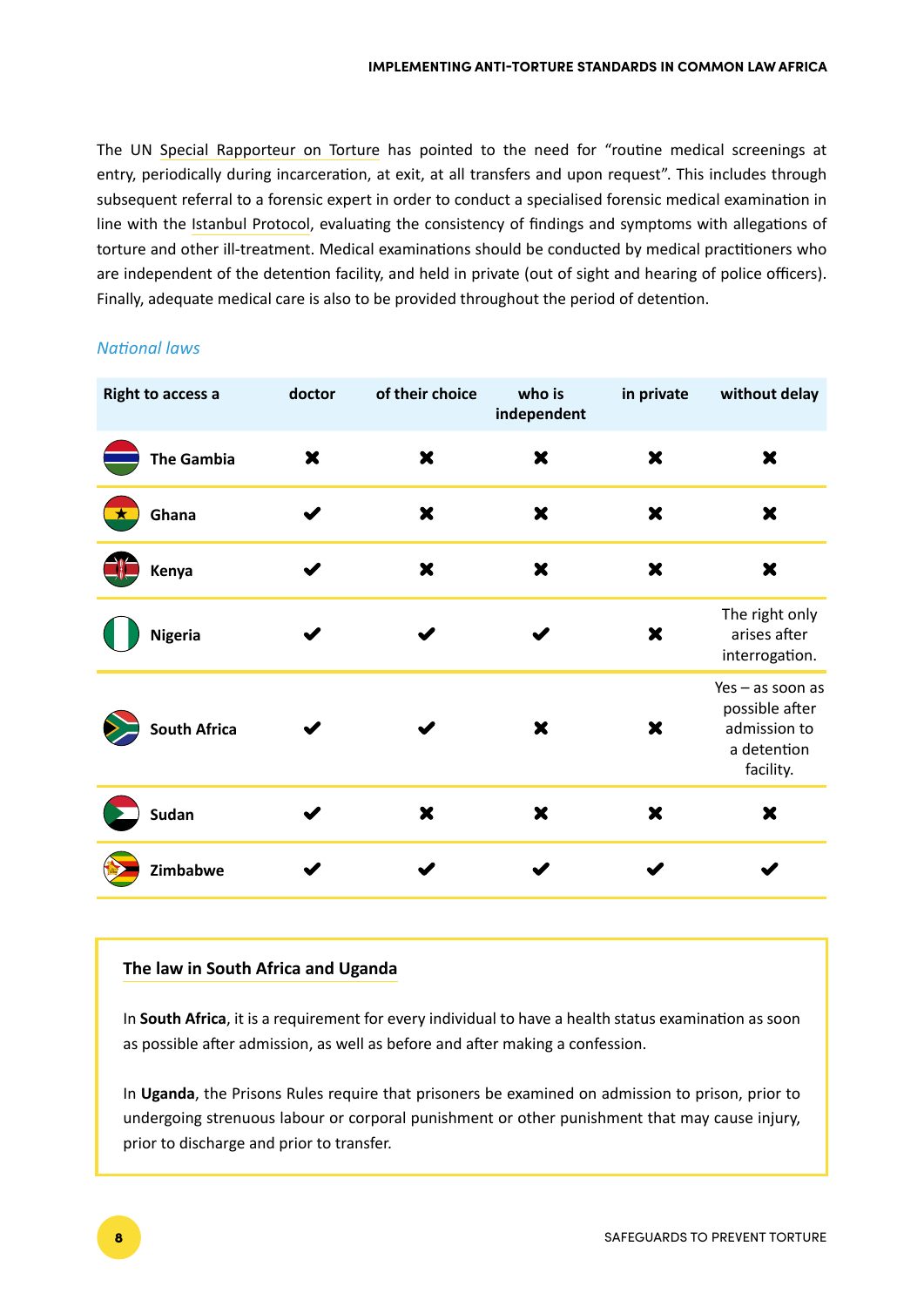The UN Special Rapporteur on Torture has pointed to the need for "routine medical screenings at entry, periodically during incarceration, at exit, at all transfers and upon request". This includes through subsequent referral to a forensic expert in order to conduct a specialised forensic medical examination in line with the Istanbul Protocol, evaluating the consistency of findings and symptoms with allegations of torture and other ill-treatment. Medical examinations should be conducted by medical practitioners who are independent of the detention facility, and held in private (out of sight and hearing of police officers). Finally, adequate medical care is also to be provided throughout the period of detention.

### *National laws*

| Right to access a | doctor | of their choice | who is independent | in private | without delay |
|---|---|---|---|---|---|
| **The Gambia** | ✖ | ✖ | ✖ | ✖ | ✖ |
| **Ghana** | ✔ | ✖ | ✖ | ✖ | ✖ |
| **Kenya** | ✔ | ✖ | ✖ | ✖ | ✖ |
| **Nigeria** | ✔ | ✔ | ✔ | ✖ | The right only arises after interrogation. |
| **South Africa** | ✔ | ✔ | ✖ | ✖ | Yes – as soon as possible after admission to a detention facility. |
| **Sudan** | ✔ | ✖ | ✖ | ✖ | ✖ |
| **Zimbabwe** | ✔ | ✔ | ✔ | ✔ | ✔ |

#### The law in South Africa and Uganda

In **South Africa**, it is a requirement for every individual to have a health status examination as soon as possible after admission, as well as before and after making a confession.

In **Uganda**, the Prisons Rules require that prisoners be examined on admission to prison, prior to undergoing strenuous labour or corporal punishment or other punishment that may cause injury, prior to discharge and prior to transfer.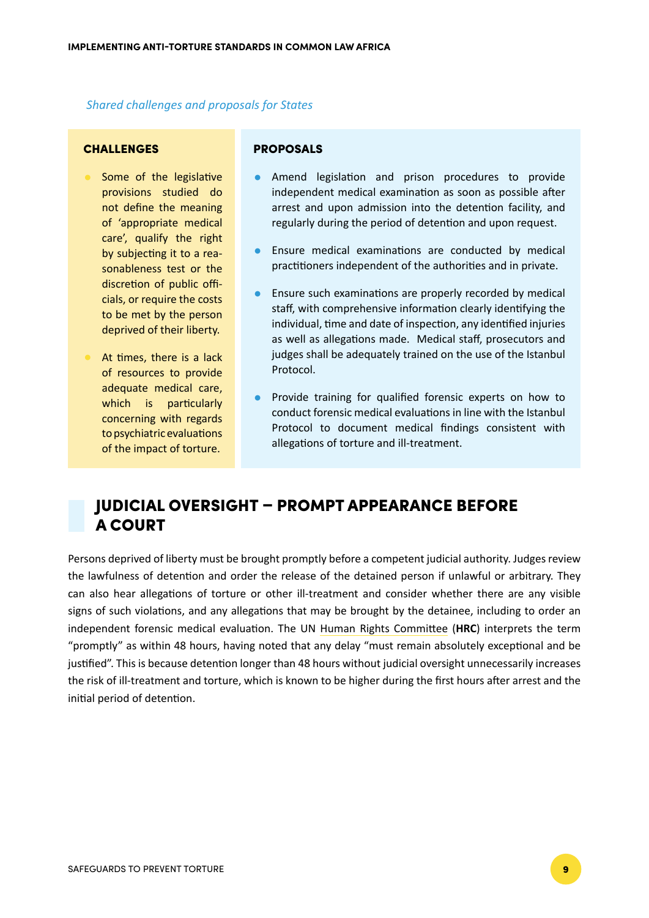*Shared challenges and proposals for States*

| CHALLENGES | PROPOSALS |
|---|---|
| • Some of the legislative provisions studied do not define the meaning of 'appropriate medical care', qualify the right by subjecting it to a reasonableness test or the discretion of public officials, or require the costs to be met by the person deprived of their liberty.<br>• At times, there is a lack of resources to provide adequate medical care, which is particularly concerning with regards to psychiatric evaluations of the impact of torture. | • Amend legislation and prison procedures to provide independent medical examination as soon as possible after arrest and upon admission into the detention facility, and regularly during the period of detention and upon request.<br>• Ensure medical examinations are conducted by medical practitioners independent of the authorities and in private.<br>• Ensure such examinations are properly recorded by medical staff, with comprehensive information clearly identifying the individual, time and date of inspection, any identified injuries as well as allegations made. Medical staff, prosecutors and judges shall be adequately trained on the use of the Istanbul Protocol.<br>• Provide training for qualified forensic experts on how to conduct forensic medical evaluations in line with the Istanbul Protocol to document medical findings consistent with allegations of torture and ill-treatment. |

## JUDICIAL OVERSIGHT – PROMPT APPEARANCE BEFORE A COURT

Persons deprived of liberty must be brought promptly before a competent judicial authority. Judges review the lawfulness of detention and order the release of the detained person if unlawful or arbitrary. They can also hear allegations of torture or other ill-treatment and consider whether there are any visible signs of such violations, and any allegations that may be brought by the detainee, including to order an independent forensic medical evaluation. The UN Human Rights Committee (**HRC**) interprets the term "promptly" as within 48 hours, having noted that any delay "must remain absolutely exceptional and be justified". This is because detention longer than 48 hours without judicial oversight unnecessarily increases the risk of ill-treatment and torture, which is known to be higher during the first hours after arrest and the initial period of detention.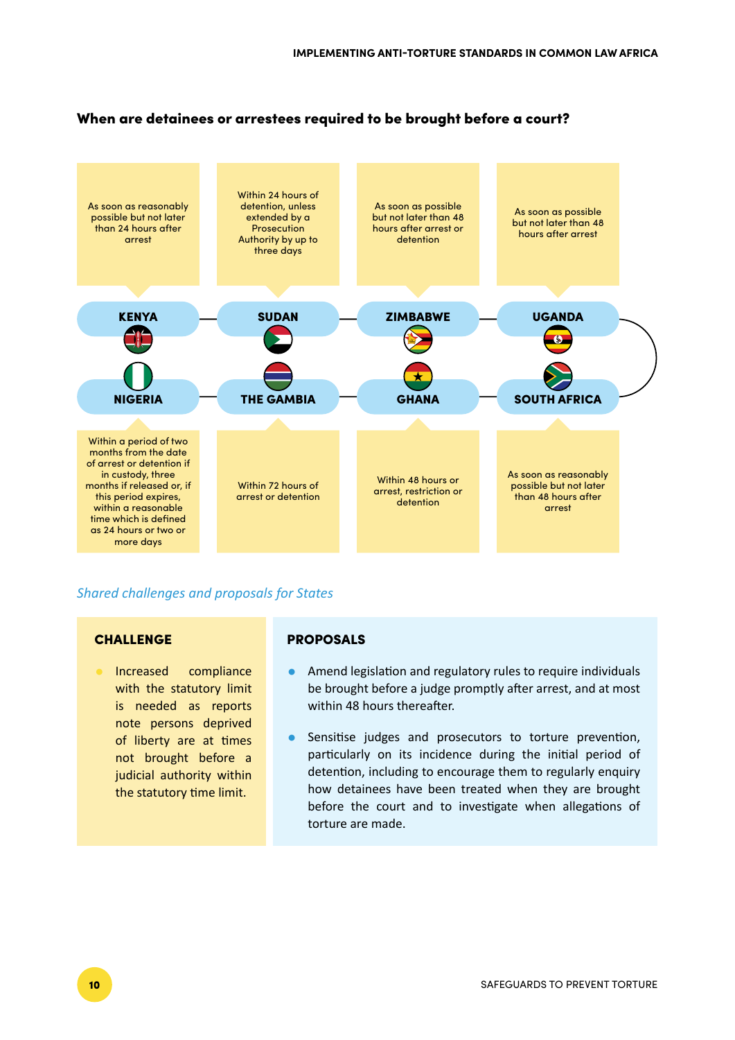## When are detainees or arrestees required to be brought before a court?

**KENYA**

As soon as reasonably possible but not later than 24 hours after arrest

**SUDAN**

Within 24 hours of detention, unless extended by a Prosecution Authority by up to three days

**ZIMBABWE**

As soon as possible but not later than 48 hours after arrest or detention

**UGANDA**

As soon as possible but not later than 48 hours after arrest

**NIGERIA**

Within a period of two months from the date of arrest or detention if in custody, three months if released or, if this period expires, within a reasonable time which is defined as 24 hours or two or more days

**THE GAMBIA**

Within 72 hours of arrest or detention

**GHANA**

Within 48 hours or arrest, restriction or detention

**SOUTH AFRICA**

As soon as reasonably possible but not later than 48 hours after arrest

*Shared challenges and proposals for States*

### CHALLENGE

- Increased compliance with the statutory limit is needed as reports note persons deprived of liberty are at times not brought before a judicial authority within the statutory time limit.

### PROPOSALS

- Amend legislation and regulatory rules to require individuals be brought before a judge promptly after arrest, and at most within 48 hours thereafter.
- Sensitise judges and prosecutors to torture prevention, particularly on its incidence during the initial period of detention, including to encourage them to regularly enquiry how detainees have been treated when they are brought before the court and to investigate when allegations of torture are made.